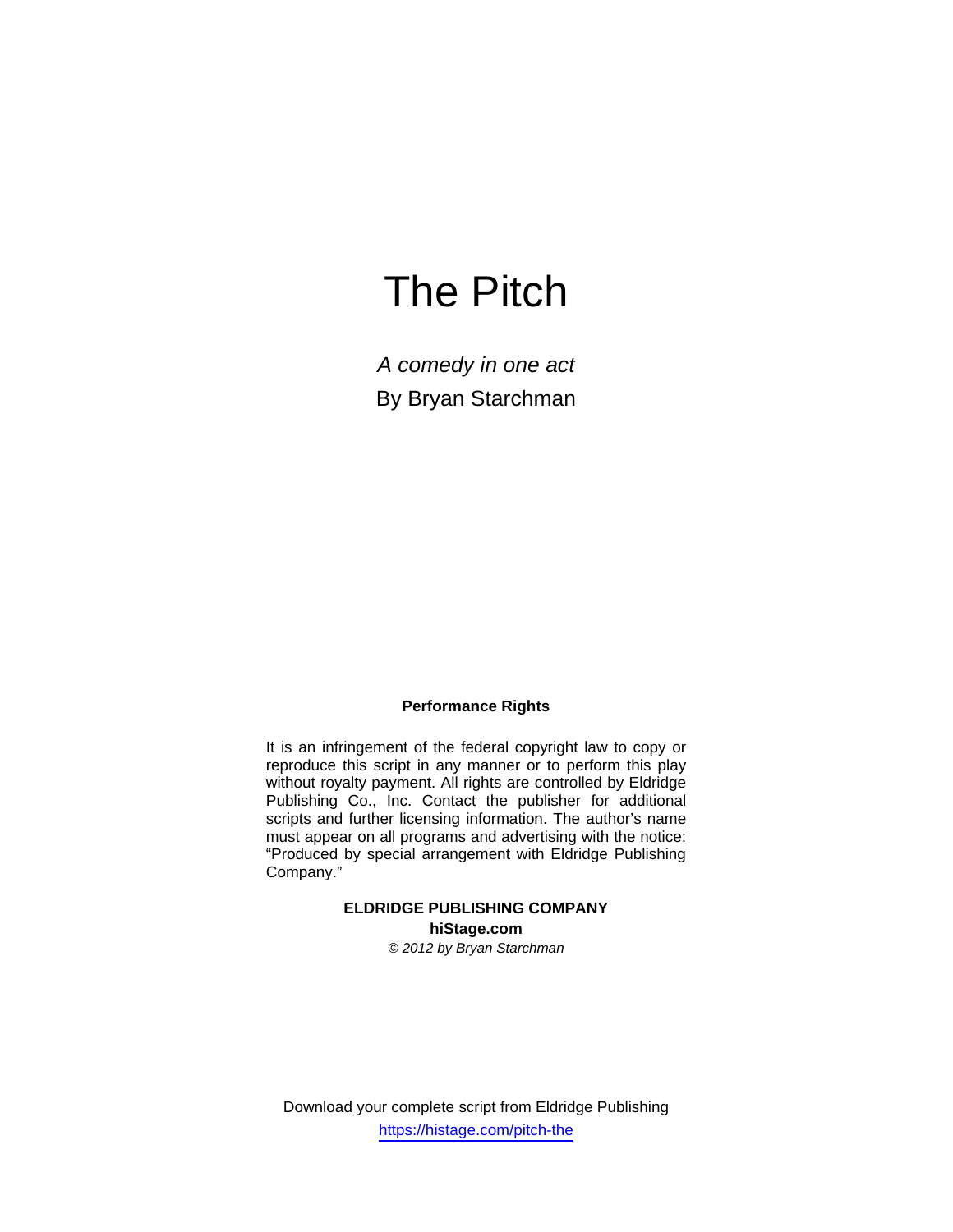# The Pitch

*A comedy in one act*

By Bryan Starchman

**Performance Rights**

It is an infringement of the federal copyright law to copy or reproduce this script in any manner or to perform this play without royalty payment. All rights are controlled by Eldridge Publishing Co., Inc. Contact the publisher for additional scripts and further licensing information. The author's name must appear on all programs and advertising with the notice: "Produced by special arrangement with Eldridge Publishing Company."

**ELDRIDGE PUBLISHING COMPANY**

**hiStage.com**

*© 2012 by Bryan Starchman*

Download your complete script from Eldridge Publishing

https://histage.com/pitch-the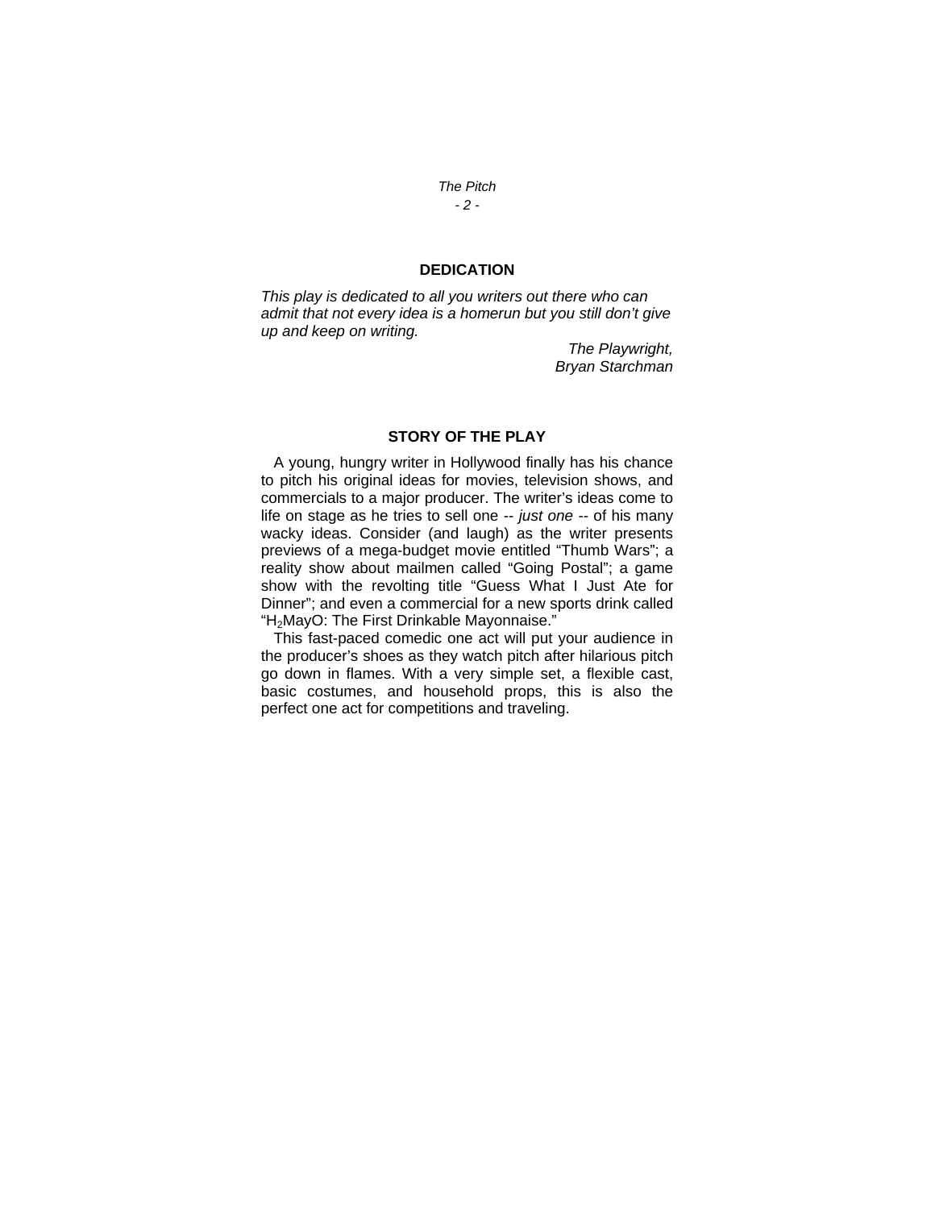## DEDICATION

*This play is dedicated to all you writers out there who can admit that not every idea is a homerun but you still don't give up and keep on writing.*

*The Playwright,*
*Bryan Starchman*

## STORY OF THE PLAY

A young, hungry writer in Hollywood finally has his chance to pitch his original ideas for movies, television shows, and commercials to a major producer. The writer's ideas come to life on stage as he tries to sell one -- *just one* -- of his many wacky ideas. Consider (and laugh) as the writer presents previews of a mega-budget movie entitled "Thumb Wars"; a reality show about mailmen called "Going Postal"; a game show with the revolting title "Guess What I Just Ate for Dinner"; and even a commercial for a new sports drink called "$H_2$MayO: The First Drinkable Mayonnaise."

This fast-paced comedic one act will put your audience in the producer's shoes as they watch pitch after hilarious pitch go down in flames. With a very simple set, a flexible cast, basic costumes, and household props, this is also the perfect one act for competitions and traveling.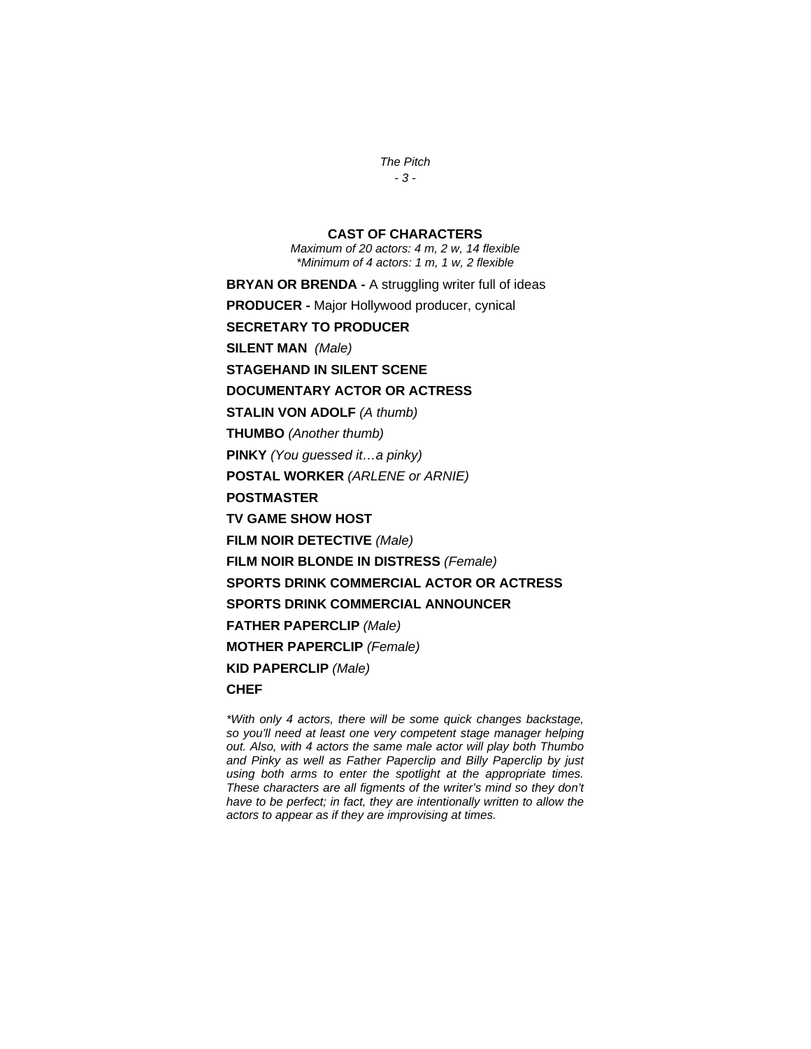## CAST OF CHARACTERS

*Maximum of 20 actors: 4 m, 2 w, 14 flexible*
*\*Minimum of 4 actors: 1 m, 1 w, 2 flexible*

**BRYAN OR BRENDA -** A struggling writer full of ideas

**PRODUCER -** Major Hollywood producer, cynical

**SECRETARY TO PRODUCER**

**SILENT MAN** *(Male)*

**STAGEHAND IN SILENT SCENE**

**DOCUMENTARY ACTOR OR ACTRESS**

**STALIN VON ADOLF** *(A thumb)*

**THUMBO** *(Another thumb)*

**PINKY** *(You guessed it…a pinky)*

**POSTAL WORKER** *(ARLENE or ARNIE)*

**POSTMASTER**

**TV GAME SHOW HOST**

**FILM NOIR DETECTIVE** *(Male)*

**FILM NOIR BLONDE IN DISTRESS** *(Female)*

**SPORTS DRINK COMMERCIAL ACTOR OR ACTRESS**

**SPORTS DRINK COMMERCIAL ANNOUNCER**

**FATHER PAPERCLIP** *(Male)*

**MOTHER PAPERCLIP** *(Female)*

**KID PAPERCLIP** *(Male)*

**CHEF**

*\*With only 4 actors, there will be some quick changes backstage, so you'll need at least one very competent stage manager helping out. Also, with 4 actors the same male actor will play both Thumbo and Pinky as well as Father Paperclip and Billy Paperclip by just using both arms to enter the spotlight at the appropriate times. These characters are all figments of the writer's mind so they don't have to be perfect; in fact, they are intentionally written to allow the actors to appear as if they are improvising at times.*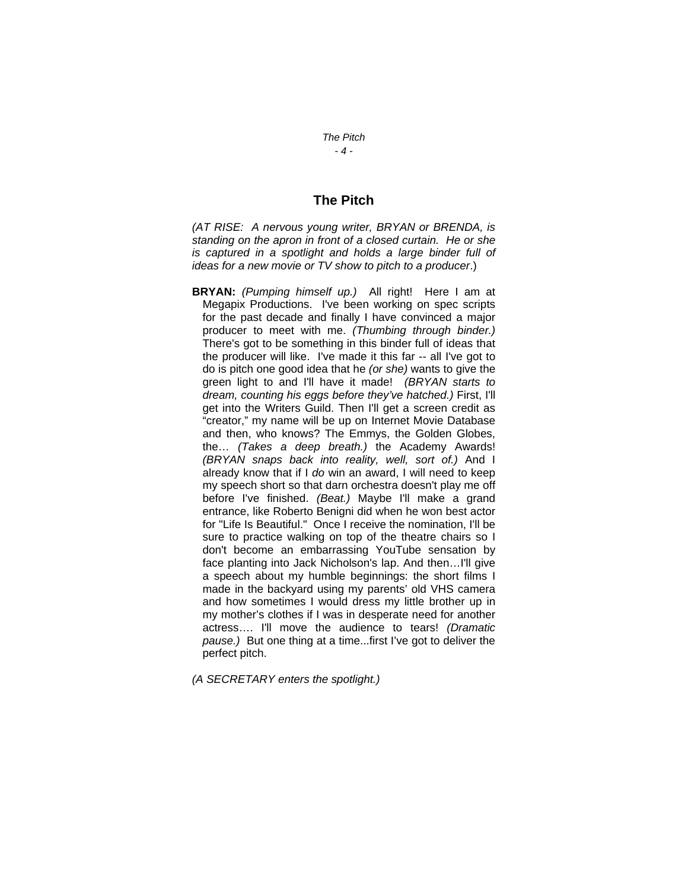## The Pitch

*(AT RISE: A nervous young writer, BRYAN or BRENDA, is standing on the apron in front of a closed curtain. He or she is captured in a spotlight and holds a large binder full of ideas for a new movie or TV show to pitch to a producer*.)

**BRYAN:** *(Pumping himself up.)* All right! Here I am at Megapix Productions. I've been working on spec scripts for the past decade and finally I have convinced a major producer to meet with me. *(Thumbing through binder.)* There's got to be something in this binder full of ideas that the producer will like. I've made it this far -- all I've got to do is pitch one good idea that he *(or she)* wants to give the green light to and I'll have it made! *(BRYAN starts to dream, counting his eggs before they've hatched.)* First, I'll get into the Writers Guild. Then I'll get a screen credit as "creator," my name will be up on Internet Movie Database and then, who knows? The Emmys, the Golden Globes, the… *(Takes a deep breath.)* the Academy Awards! *(BRYAN snaps back into reality, well, sort of.)* And I already know that if I *do* win an award, I will need to keep my speech short so that darn orchestra doesn't play me off before I've finished. *(Beat.)* Maybe I'll make a grand entrance, like Roberto Benigni did when he won best actor for "Life Is Beautiful." Once I receive the nomination, I'll be sure to practice walking on top of the theatre chairs so I don't become an embarrassing YouTube sensation by face planting into Jack Nicholson's lap. And then…I'll give a speech about my humble beginnings: the short films I made in the backyard using my parents' old VHS camera and how sometimes I would dress my little brother up in my mother's clothes if I was in desperate need for another actress…. I'll move the audience to tears! *(Dramatic pause.)* But one thing at a time...first I've got to deliver the perfect pitch.

*(A SECRETARY enters the spotlight.)*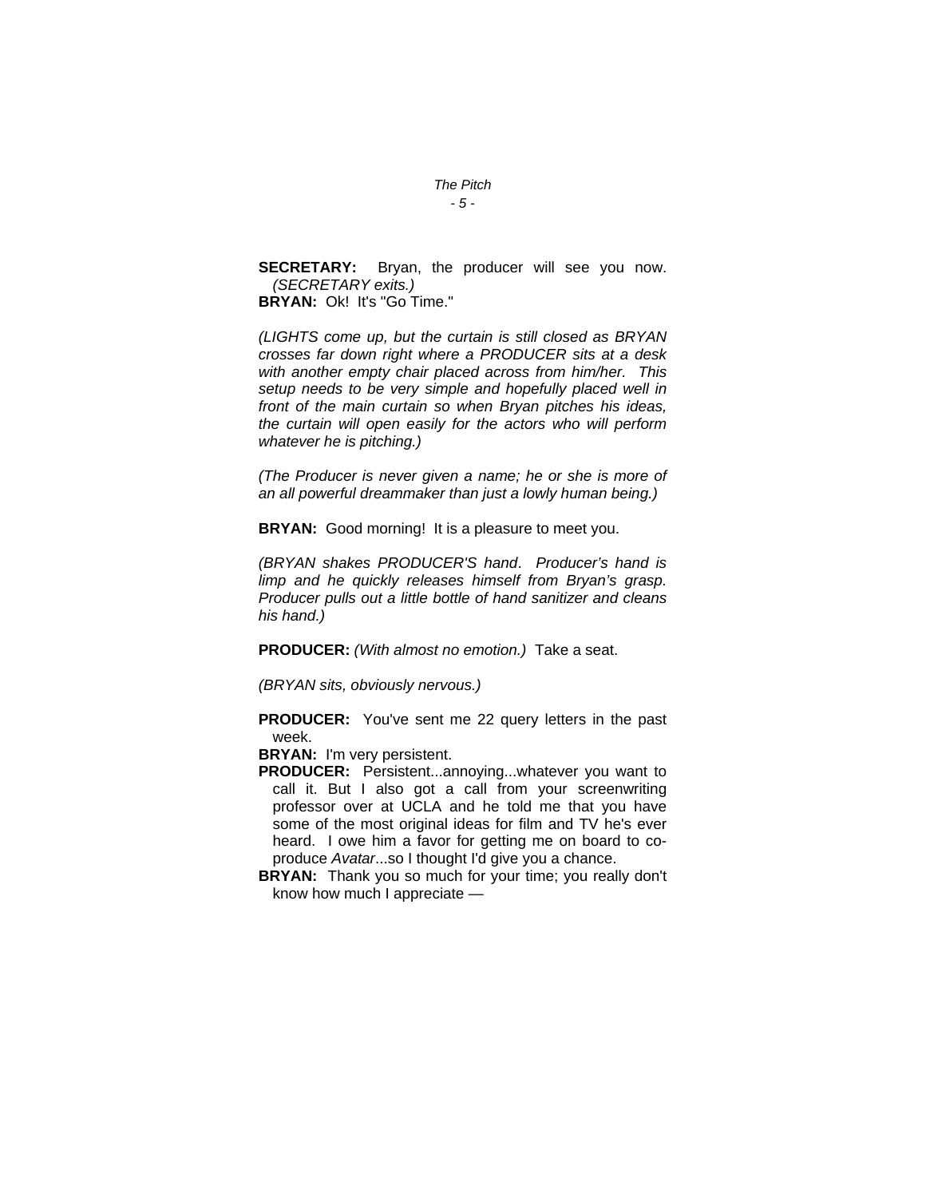**SECRETARY:** Bryan, the producer will see you now. *(SECRETARY exits.)*

**BRYAN:** Ok! It's "Go Time."

*(LIGHTS come up, but the curtain is still closed as BRYAN crosses far down right where a PRODUCER sits at a desk with another empty chair placed across from him/her. This setup needs to be very simple and hopefully placed well in front of the main curtain so when Bryan pitches his ideas, the curtain will open easily for the actors who will perform whatever he is pitching.)*

*(The Producer is never given a name; he or she is more of an all powerful dreammaker than just a lowly human being.)*

**BRYAN:** Good morning! It is a pleasure to meet you.

*(BRYAN shakes PRODUCER'S hand. Producer's hand is limp and he quickly releases himself from Bryan's grasp. Producer pulls out a little bottle of hand sanitizer and cleans his hand.)*

**PRODUCER:** *(With almost no emotion.)* Take a seat.

*(BRYAN sits, obviously nervous.)*

**PRODUCER:** You've sent me 22 query letters in the past week.

**BRYAN:** I'm very persistent.

**PRODUCER:** Persistent...annoying...whatever you want to call it. But I also got a call from your screenwriting professor over at UCLA and he told me that you have some of the most original ideas for film and TV he's ever heard. I owe him a favor for getting me on board to co-produce *Avatar*...so I thought I'd give you a chance.

**BRYAN:** Thank you so much for your time; you really don't know how much I appreciate —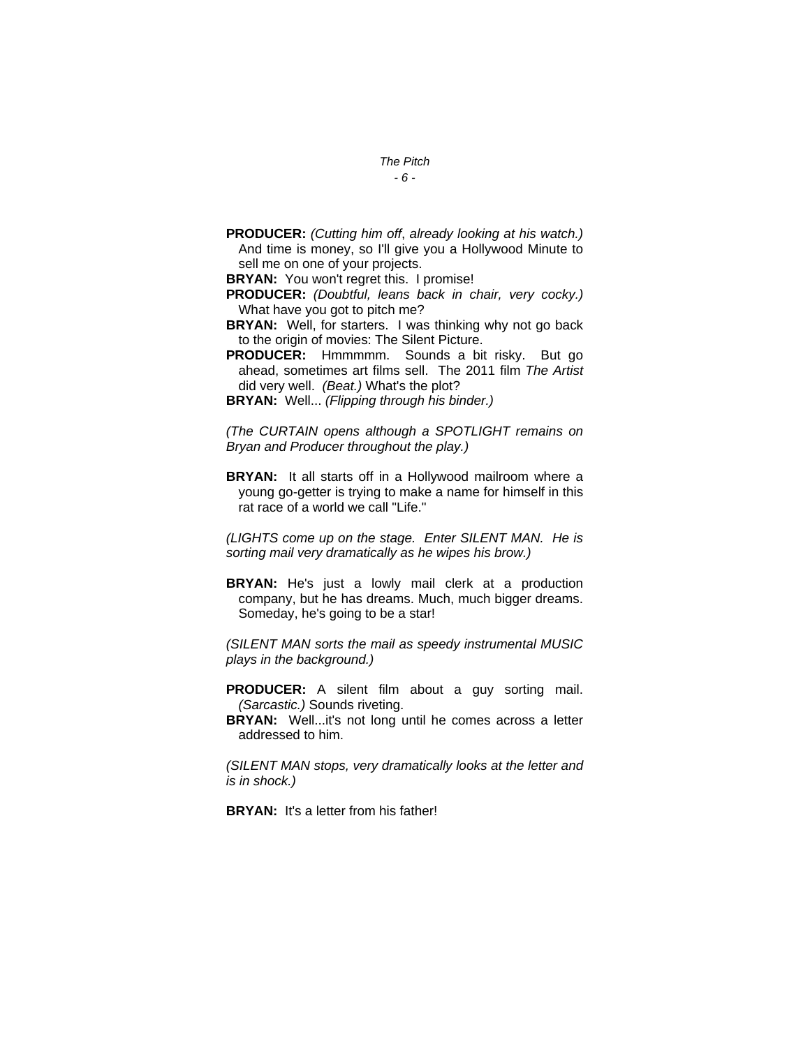**PRODUCER:** *(Cutting him off, already looking at his watch.)* And time is money, so I'll give you a Hollywood Minute to sell me on one of your projects.

**BRYAN:** You won't regret this. I promise!

**PRODUCER:** *(Doubtful, leans back in chair, very cocky.)* What have you got to pitch me?

**BRYAN:** Well, for starters. I was thinking why not go back to the origin of movies: The Silent Picture.

**PRODUCER:** Hmmmmm. Sounds a bit risky. But go ahead, sometimes art films sell. The 2011 film *The Artist* did very well. *(Beat.)* What's the plot?

**BRYAN:** Well... *(Flipping through his binder.)*

*(The CURTAIN opens although a SPOTLIGHT remains on Bryan and Producer throughout the play.)*

**BRYAN:** It all starts off in a Hollywood mailroom where a young go-getter is trying to make a name for himself in this rat race of a world we call "Life."

*(LIGHTS come up on the stage. Enter SILENT MAN. He is sorting mail very dramatically as he wipes his brow.)*

**BRYAN:** He's just a lowly mail clerk at a production company, but he has dreams. Much, much bigger dreams. Someday, he's going to be a star!

*(SILENT MAN sorts the mail as speedy instrumental MUSIC plays in the background.)*

**PRODUCER:** A silent film about a guy sorting mail. *(Sarcastic.)* Sounds riveting.

**BRYAN:** Well...it's not long until he comes across a letter addressed to him.

*(SILENT MAN stops, very dramatically looks at the letter and is in shock.)*

**BRYAN:** It's a letter from his father!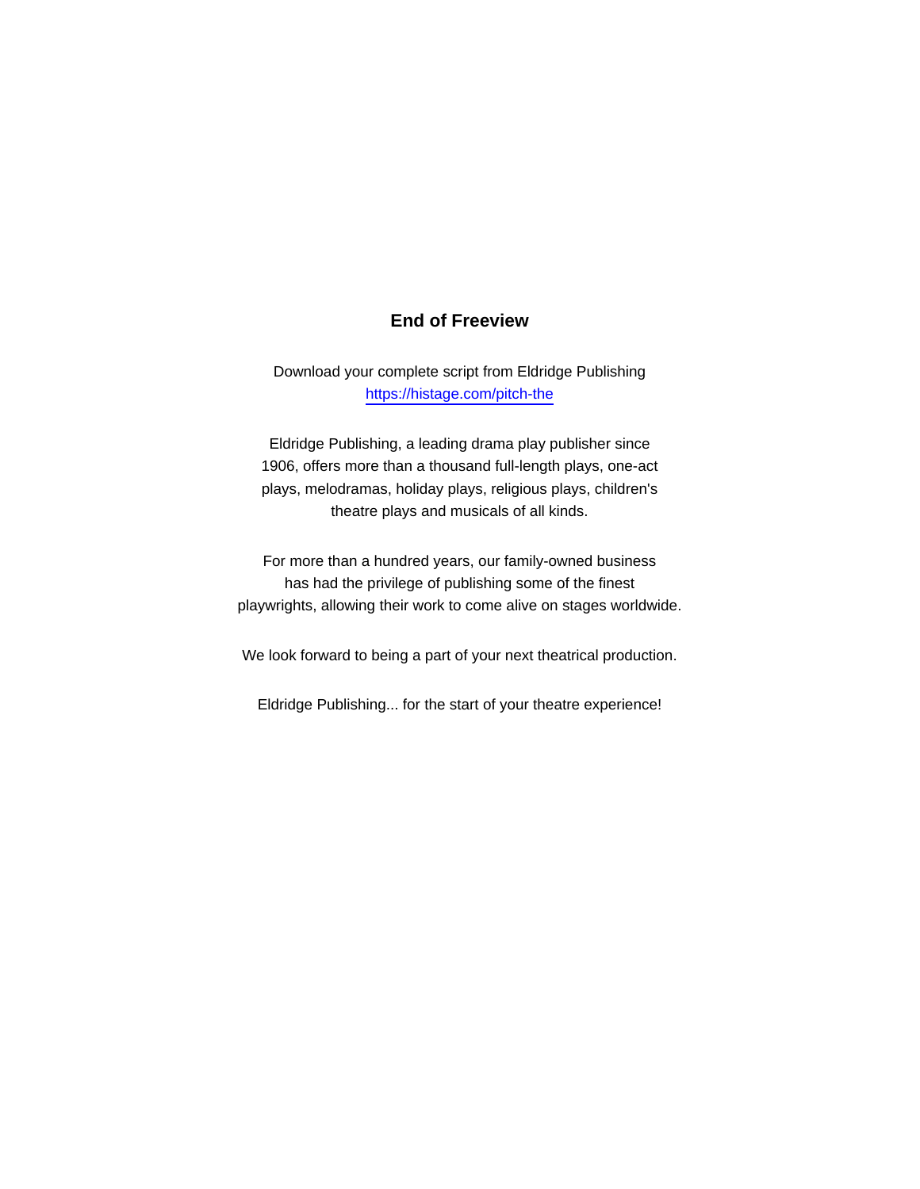## End of Freeview

Download your complete script from Eldridge Publishing
https://histage.com/pitch-the

Eldridge Publishing, a leading drama play publisher since 1906, offers more than a thousand full-length plays, one-act plays, melodramas, holiday plays, religious plays, children's theatre plays and musicals of all kinds.

For more than a hundred years, our family-owned business has had the privilege of publishing some of the finest playwrights, allowing their work to come alive on stages worldwide.

We look forward to being a part of your next theatrical production.

Eldridge Publishing... for the start of your theatre experience!